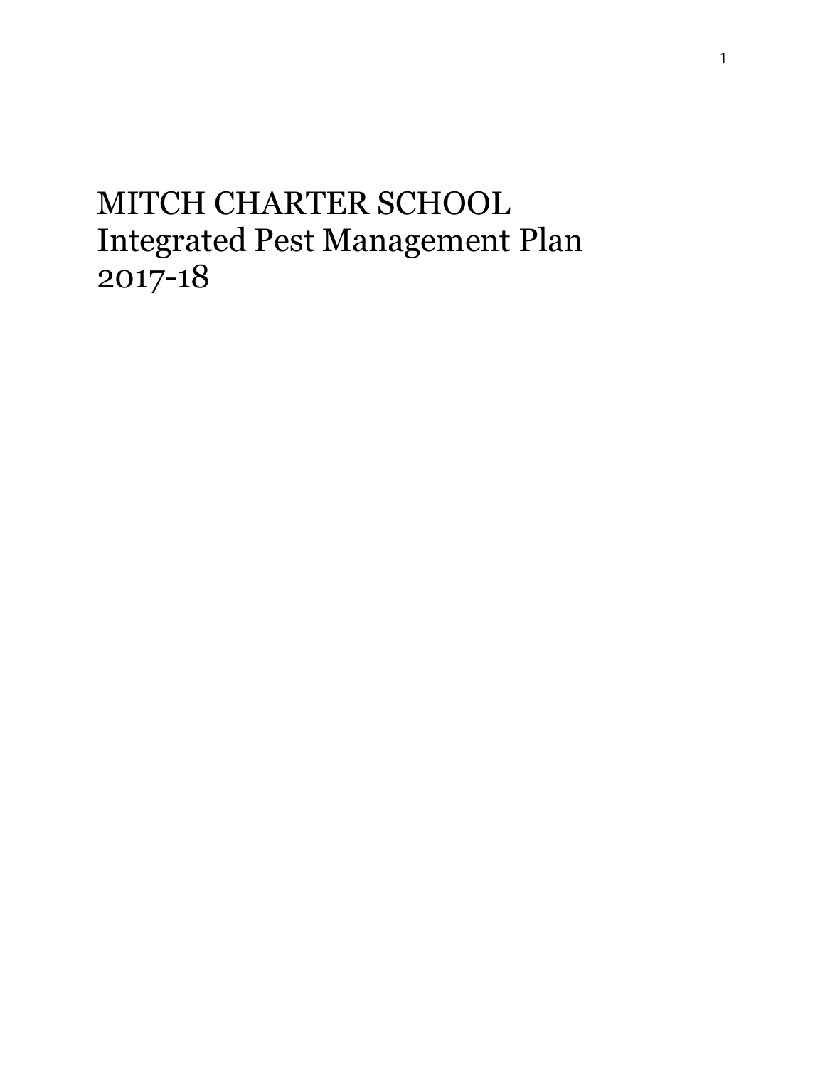# MITCH CHARTER SCHOOL
# Integrated Pest Management Plan
# 2017-18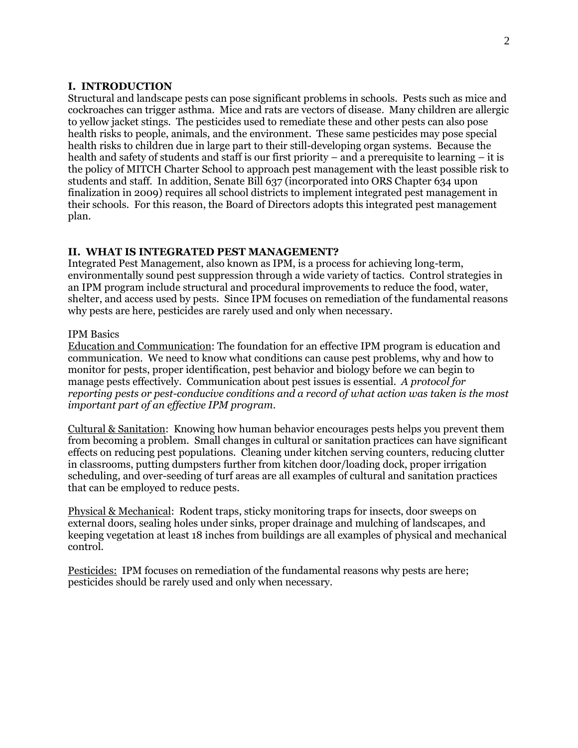## I. INTRODUCTION

Structural and landscape pests can pose significant problems in schools. Pests such as mice and cockroaches can trigger asthma. Mice and rats are vectors of disease. Many children are allergic to yellow jacket stings. The pesticides used to remediate these and other pests can also pose health risks to people, animals, and the environment. These same pesticides may pose special health risks to children due in large part to their still-developing organ systems. Because the health and safety of students and staff is our first priority – and a prerequisite to learning – it is the policy of MITCH Charter School to approach pest management with the least possible risk to students and staff. In addition, Senate Bill 637 (incorporated into ORS Chapter 634 upon finalization in 2009) requires all school districts to implement integrated pest management in their schools. For this reason, the Board of Directors adopts this integrated pest management plan.

## II. WHAT IS INTEGRATED PEST MANAGEMENT?

Integrated Pest Management, also known as IPM, is a process for achieving long-term, environmentally sound pest suppression through a wide variety of tactics. Control strategies in an IPM program include structural and procedural improvements to reduce the food, water, shelter, and access used by pests. Since IPM focuses on remediation of the fundamental reasons why pests are here, pesticides are rarely used and only when necessary.

IPM Basics

Education and Communication: The foundation for an effective IPM program is education and communication. We need to know what conditions can cause pest problems, why and how to monitor for pests, proper identification, pest behavior and biology before we can begin to manage pests effectively. Communication about pest issues is essential. *A protocol for reporting pests or pest-conducive conditions and a record of what action was taken is the most important part of an effective IPM program.*

Cultural & Sanitation: Knowing how human behavior encourages pests helps you prevent them from becoming a problem. Small changes in cultural or sanitation practices can have significant effects on reducing pest populations. Cleaning under kitchen serving counters, reducing clutter in classrooms, putting dumpsters further from kitchen door/loading dock, proper irrigation scheduling, and over-seeding of turf areas are all examples of cultural and sanitation practices that can be employed to reduce pests.

Physical & Mechanical: Rodent traps, sticky monitoring traps for insects, door sweeps on external doors, sealing holes under sinks, proper drainage and mulching of landscapes, and keeping vegetation at least 18 inches from buildings are all examples of physical and mechanical control.

Pesticides: IPM focuses on remediation of the fundamental reasons why pests are here; pesticides should be rarely used and only when necessary.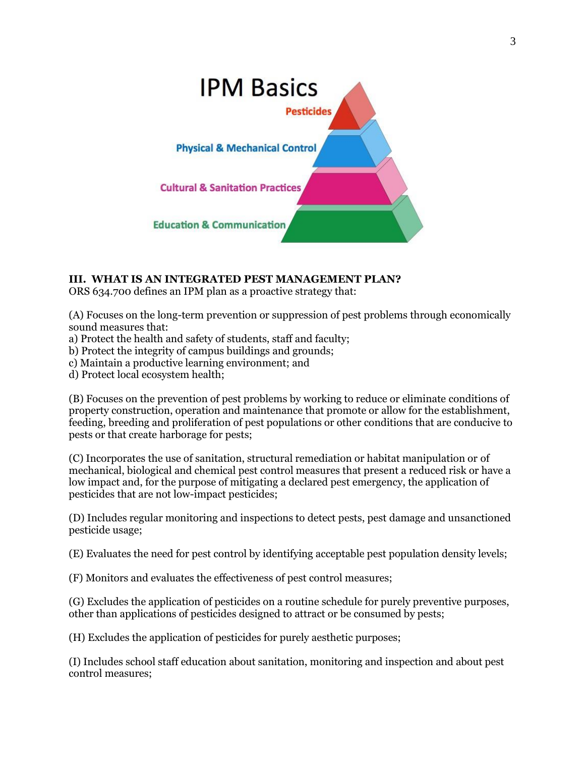IPM Basics

Pesticides

Physical & Mechanical Control

Cultural & Sanitation Practices

Education & Communication

## III. WHAT IS AN INTEGRATED PEST MANAGEMENT PLAN?

ORS 634.700 defines an IPM plan as a proactive strategy that:

(A) Focuses on the long-term prevention or suppression of pest problems through economically sound measures that:
a) Protect the health and safety of students, staff and faculty;
b) Protect the integrity of campus buildings and grounds;
c) Maintain a productive learning environment; and
d) Protect local ecosystem health;

(B) Focuses on the prevention of pest problems by working to reduce or eliminate conditions of property construction, operation and maintenance that promote or allow for the establishment, feeding, breeding and proliferation of pest populations or other conditions that are conducive to pests or that create harborage for pests;

(C) Incorporates the use of sanitation, structural remediation or habitat manipulation or of mechanical, biological and chemical pest control measures that present a reduced risk or have a low impact and, for the purpose of mitigating a declared pest emergency, the application of pesticides that are not low-impact pesticides;

(D) Includes regular monitoring and inspections to detect pests, pest damage and unsanctioned pesticide usage;

(E) Evaluates the need for pest control by identifying acceptable pest population density levels;

(F) Monitors and evaluates the effectiveness of pest control measures;

(G) Excludes the application of pesticides on a routine schedule for purely preventive purposes, other than applications of pesticides designed to attract or be consumed by pests;

(H) Excludes the application of pesticides for purely aesthetic purposes;

(I) Includes school staff education about sanitation, monitoring and inspection and about pest control measures;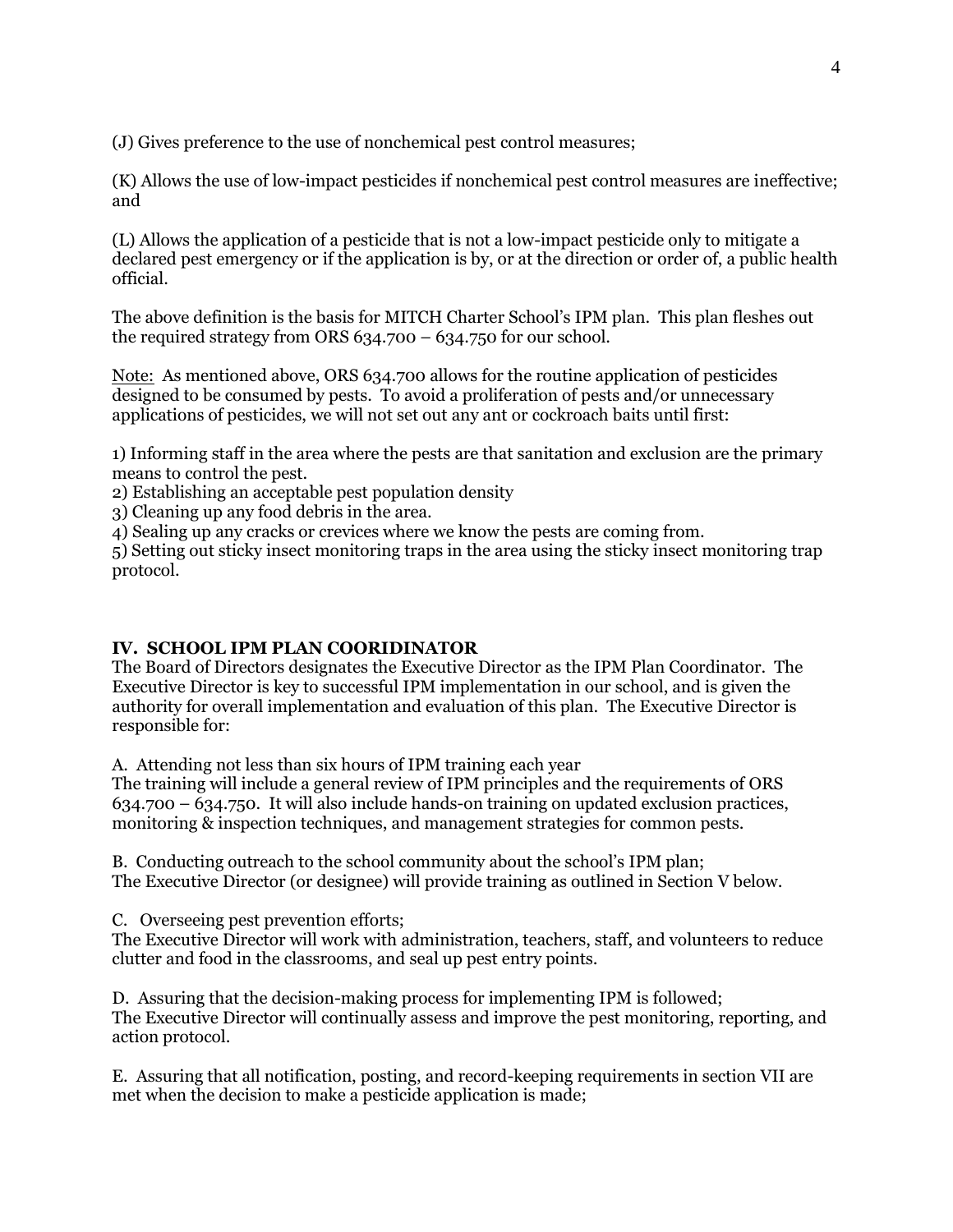(J) Gives preference to the use of nonchemical pest control measures;

(K) Allows the use of low-impact pesticides if nonchemical pest control measures are ineffective; and

(L) Allows the application of a pesticide that is not a low-impact pesticide only to mitigate a declared pest emergency or if the application is by, or at the direction or order of, a public health official.

The above definition is the basis for MITCH Charter School's IPM plan. This plan fleshes out the required strategy from ORS 634.700 – 634.750 for our school.

<u>Note:</u> As mentioned above, ORS 634.700 allows for the routine application of pesticides designed to be consumed by pests. To avoid a proliferation of pests and/or unnecessary applications of pesticides, we will not set out any ant or cockroach baits until first:

1) Informing staff in the area where the pests are that sanitation and exclusion are the primary means to control the pest.
2) Establishing an acceptable pest population density
3) Cleaning up any food debris in the area.
4) Sealing up any cracks or crevices where we know the pests are coming from.
5) Setting out sticky insect monitoring traps in the area using the sticky insect monitoring trap protocol.

## IV. SCHOOL IPM PLAN COORIDINATOR

The Board of Directors designates the Executive Director as the IPM Plan Coordinator. The Executive Director is key to successful IPM implementation in our school, and is given the authority for overall implementation and evaluation of this plan. The Executive Director is responsible for:

A. Attending not less than six hours of IPM training each year
The training will include a general review of IPM principles and the requirements of ORS 634.700 – 634.750. It will also include hands-on training on updated exclusion practices, monitoring & inspection techniques, and management strategies for common pests.

B. Conducting outreach to the school community about the school's IPM plan;
The Executive Director (or designee) will provide training as outlined in Section V below.

C. Overseeing pest prevention efforts;
The Executive Director will work with administration, teachers, staff, and volunteers to reduce clutter and food in the classrooms, and seal up pest entry points.

D. Assuring that the decision-making process for implementing IPM is followed;
The Executive Director will continually assess and improve the pest monitoring, reporting, and action protocol.

E. Assuring that all notification, posting, and record-keeping requirements in section VII are met when the decision to make a pesticide application is made;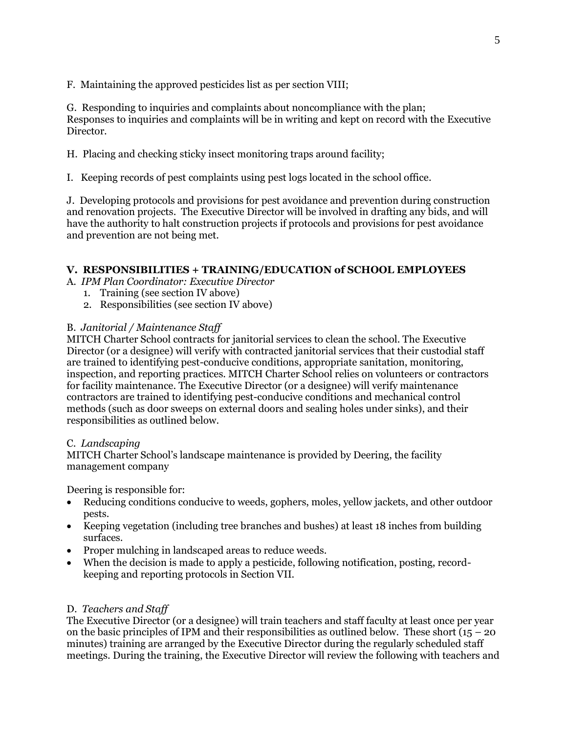F. Maintaining the approved pesticides list as per section VIII;

G. Responding to inquiries and complaints about noncompliance with the plan;
Responses to inquiries and complaints will be in writing and kept on record with the Executive Director.

H. Placing and checking sticky insect monitoring traps around facility;

I. Keeping records of pest complaints using pest logs located in the school office.

J. Developing protocols and provisions for pest avoidance and prevention during construction and renovation projects. The Executive Director will be involved in drafting any bids, and will have the authority to halt construction projects if protocols and provisions for pest avoidance and prevention are not being met.

## V. RESPONSIBILITIES + TRAINING/EDUCATION of SCHOOL EMPLOYEES

A. *IPM Plan Coordinator: Executive Director*

1. Training (see section IV above)
2. Responsibilities (see section IV above)

B. *Janitorial / Maintenance Staff*

MITCH Charter School contracts for janitorial services to clean the school. The Executive Director (or a designee) will verify with contracted janitorial services that their custodial staff are trained to identifying pest-conducive conditions, appropriate sanitation, monitoring, inspection, and reporting practices. MITCH Charter School relies on volunteers or contractors for facility maintenance. The Executive Director (or a designee) will verify maintenance contractors are trained to identifying pest-conducive conditions and mechanical control methods (such as door sweeps on external doors and sealing holes under sinks), and their responsibilities as outlined below.

C. *Landscaping*

MITCH Charter School's landscape maintenance is provided by Deering, the facility management company

Deering is responsible for:

- Reducing conditions conducive to weeds, gophers, moles, yellow jackets, and other outdoor pests.
- Keeping vegetation (including tree branches and bushes) at least 18 inches from building surfaces.
- Proper mulching in landscaped areas to reduce weeds.
- When the decision is made to apply a pesticide, following notification, posting, record-keeping and reporting protocols in Section VII.

D. *Teachers and Staff*

The Executive Director (or a designee) will train teachers and staff faculty at least once per year on the basic principles of IPM and their responsibilities as outlined below. These short (15 – 20 minutes) training are arranged by the Executive Director during the regularly scheduled staff meetings. During the training, the Executive Director will review the following with teachers and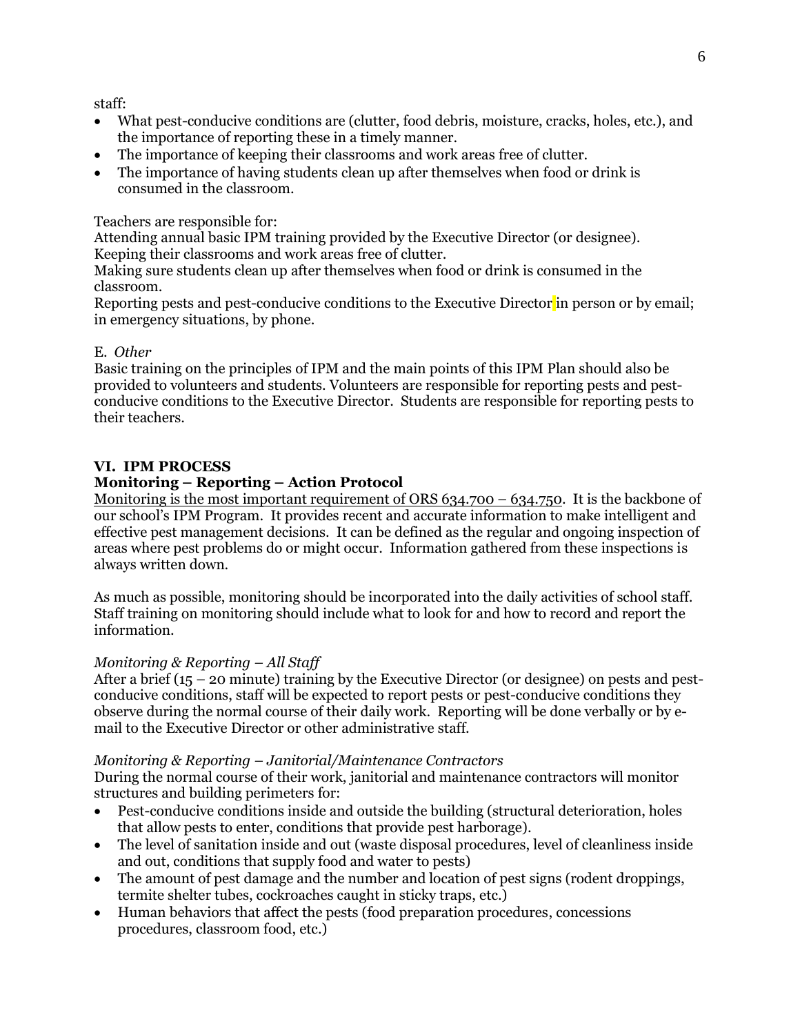staff:

- What pest-conducive conditions are (clutter, food debris, moisture, cracks, holes, etc.), and the importance of reporting these in a timely manner.
- The importance of keeping their classrooms and work areas free of clutter.
- The importance of having students clean up after themselves when food or drink is consumed in the classroom.

Teachers are responsible for:
Attending annual basic IPM training provided by the Executive Director (or designee).
Keeping their classrooms and work areas free of clutter.
Making sure students clean up after themselves when food or drink is consumed in the classroom.
Reporting pests and pest-conducive conditions to the Executive Director in person or by email; in emergency situations, by phone.

E. *Other*
Basic training on the principles of IPM and the main points of this IPM Plan should also be provided to volunteers and students. Volunteers are responsible for reporting pests and pest-conducive conditions to the Executive Director. Students are responsible for reporting pests to their teachers.

## VI. IPM PROCESS

### Monitoring – Reporting – Action Protocol

Monitoring is the most important requirement of ORS 634.700 – 634.750. It is the backbone of our school's IPM Program. It provides recent and accurate information to make intelligent and effective pest management decisions. It can be defined as the regular and ongoing inspection of areas where pest problems do or might occur. Information gathered from these inspections is always written down.

As much as possible, monitoring should be incorporated into the daily activities of school staff. Staff training on monitoring should include what to look for and how to record and report the information.

*Monitoring & Reporting – All Staff*
After a brief (15 – 20 minute) training by the Executive Director (or designee) on pests and pest-conducive conditions, staff will be expected to report pests or pest-conducive conditions they observe during the normal course of their daily work. Reporting will be done verbally or by e-mail to the Executive Director or other administrative staff.

*Monitoring & Reporting – Janitorial/Maintenance Contractors*
During the normal course of their work, janitorial and maintenance contractors will monitor structures and building perimeters for:

- Pest-conducive conditions inside and outside the building (structural deterioration, holes that allow pests to enter, conditions that provide pest harborage).
- The level of sanitation inside and out (waste disposal procedures, level of cleanliness inside and out, conditions that supply food and water to pests)
- The amount of pest damage and the number and location of pest signs (rodent droppings, termite shelter tubes, cockroaches caught in sticky traps, etc.)
- Human behaviors that affect the pests (food preparation procedures, concessions procedures, classroom food, etc.)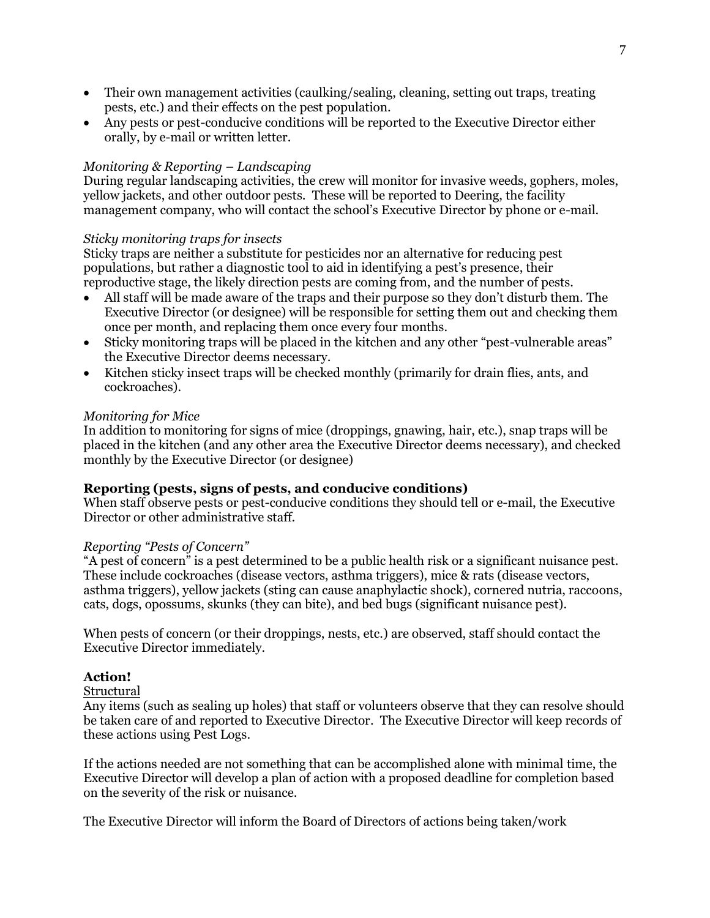- Their own management activities (caulking/sealing, cleaning, setting out traps, treating pests, etc.) and their effects on the pest population.
- Any pests or pest-conducive conditions will be reported to the Executive Director either orally, by e-mail or written letter.

*Monitoring & Reporting – Landscaping*
During regular landscaping activities, the crew will monitor for invasive weeds, gophers, moles, yellow jackets, and other outdoor pests. These will be reported to Deering, the facility management company, who will contact the school's Executive Director by phone or e-mail.

*Sticky monitoring traps for insects*
Sticky traps are neither a substitute for pesticides nor an alternative for reducing pest populations, but rather a diagnostic tool to aid in identifying a pest's presence, their reproductive stage, the likely direction pests are coming from, and the number of pests.

- All staff will be made aware of the traps and their purpose so they don't disturb them. The Executive Director (or designee) will be responsible for setting them out and checking them once per month, and replacing them once every four months.
- Sticky monitoring traps will be placed in the kitchen and any other "pest-vulnerable areas" the Executive Director deems necessary.
- Kitchen sticky insect traps will be checked monthly (primarily for drain flies, ants, and cockroaches).

*Monitoring for Mice*
In addition to monitoring for signs of mice (droppings, gnawing, hair, etc.), snap traps will be placed in the kitchen (and any other area the Executive Director deems necessary), and checked monthly by the Executive Director (or designee)

**Reporting (pests, signs of pests, and conducive conditions)**
When staff observe pests or pest-conducive conditions they should tell or e-mail, the Executive Director or other administrative staff.

*Reporting "Pests of Concern"*
"A pest of concern" is a pest determined to be a public health risk or a significant nuisance pest. These include cockroaches (disease vectors, asthma triggers), mice & rats (disease vectors, asthma triggers), yellow jackets (sting can cause anaphylactic shock), cornered nutria, raccoons, cats, dogs, opossums, skunks (they can bite), and bed bugs (significant nuisance pest).

When pests of concern (or their droppings, nests, etc.) are observed, staff should contact the Executive Director immediately.

**Action!**
<u>Structural</u>
Any items (such as sealing up holes) that staff or volunteers observe that they can resolve should be taken care of and reported to Executive Director. The Executive Director will keep records of these actions using Pest Logs.

If the actions needed are not something that can be accomplished alone with minimal time, the Executive Director will develop a plan of action with a proposed deadline for completion based on the severity of the risk or nuisance.

The Executive Director will inform the Board of Directors of actions being taken/work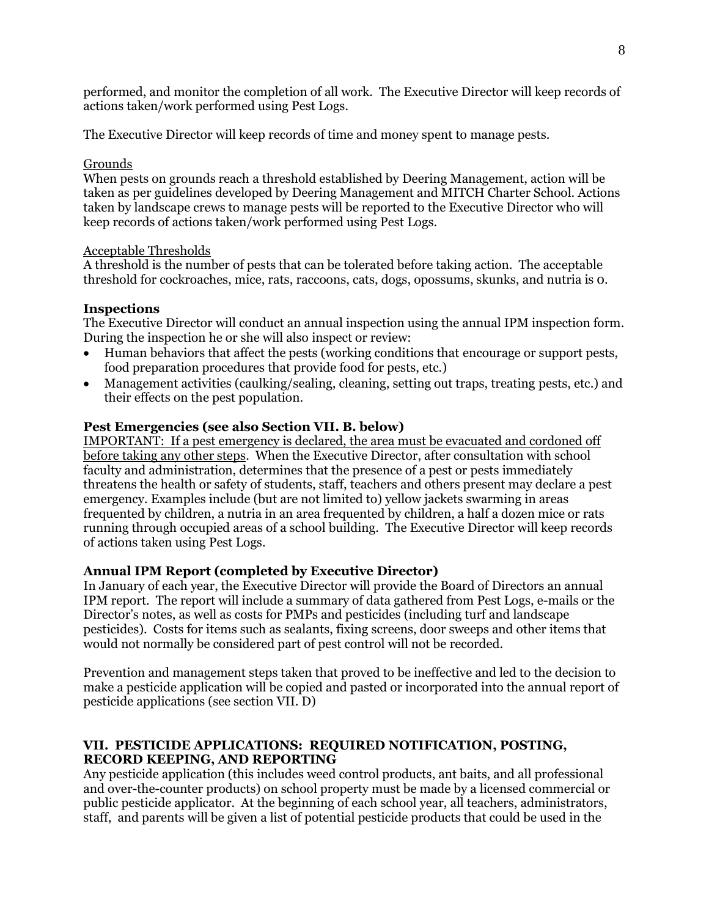performed, and monitor the completion of all work. The Executive Director will keep records of actions taken/work performed using Pest Logs.

The Executive Director will keep records of time and money spent to manage pests.

<u>Grounds</u>
When pests on grounds reach a threshold established by Deering Management, action will be taken as per guidelines developed by Deering Management and MITCH Charter School. Actions taken by landscape crews to manage pests will be reported to the Executive Director who will keep records of actions taken/work performed using Pest Logs.

<u>Acceptable Thresholds</u>
A threshold is the number of pests that can be tolerated before taking action. The acceptable threshold for cockroaches, mice, rats, raccoons, cats, dogs, opossums, skunks, and nutria is 0.

**Inspections**
The Executive Director will conduct an annual inspection using the annual IPM inspection form. During the inspection he or she will also inspect or review:

- Human behaviors that affect the pests (working conditions that encourage or support pests, food preparation procedures that provide food for pests, etc.)
- Management activities (caulking/sealing, cleaning, setting out traps, treating pests, etc.) and their effects on the pest population.

**Pest Emergencies (see also Section VII. B. below)**
<u>IMPORTANT: If a pest emergency is declared, the area must be evacuated and cordoned off before taking any other steps</u>. When the Executive Director, after consultation with school faculty and administration, determines that the presence of a pest or pests immediately threatens the health or safety of students, staff, teachers and others present may declare a pest emergency. Examples include (but are not limited to) yellow jackets swarming in areas frequented by children, a nutria in an area frequented by children, a half a dozen mice or rats running through occupied areas of a school building. The Executive Director will keep records of actions taken using Pest Logs.

**Annual IPM Report (completed by Executive Director)**
In January of each year, the Executive Director will provide the Board of Directors an annual IPM report. The report will include a summary of data gathered from Pest Logs, e-mails or the Director's notes, as well as costs for PMPs and pesticides (including turf and landscape pesticides). Costs for items such as sealants, fixing screens, door sweeps and other items that would not normally be considered part of pest control will not be recorded.

Prevention and management steps taken that proved to be ineffective and led to the decision to make a pesticide application will be copied and pasted or incorporated into the annual report of pesticide applications (see section VII. D)

## VII. PESTICIDE APPLICATIONS: REQUIRED NOTIFICATION, POSTING, RECORD KEEPING, AND REPORTING

Any pesticide application (this includes weed control products, ant baits, and all professional and over-the-counter products) on school property must be made by a licensed commercial or public pesticide applicator. At the beginning of each school year, all teachers, administrators, staff, and parents will be given a list of potential pesticide products that could be used in the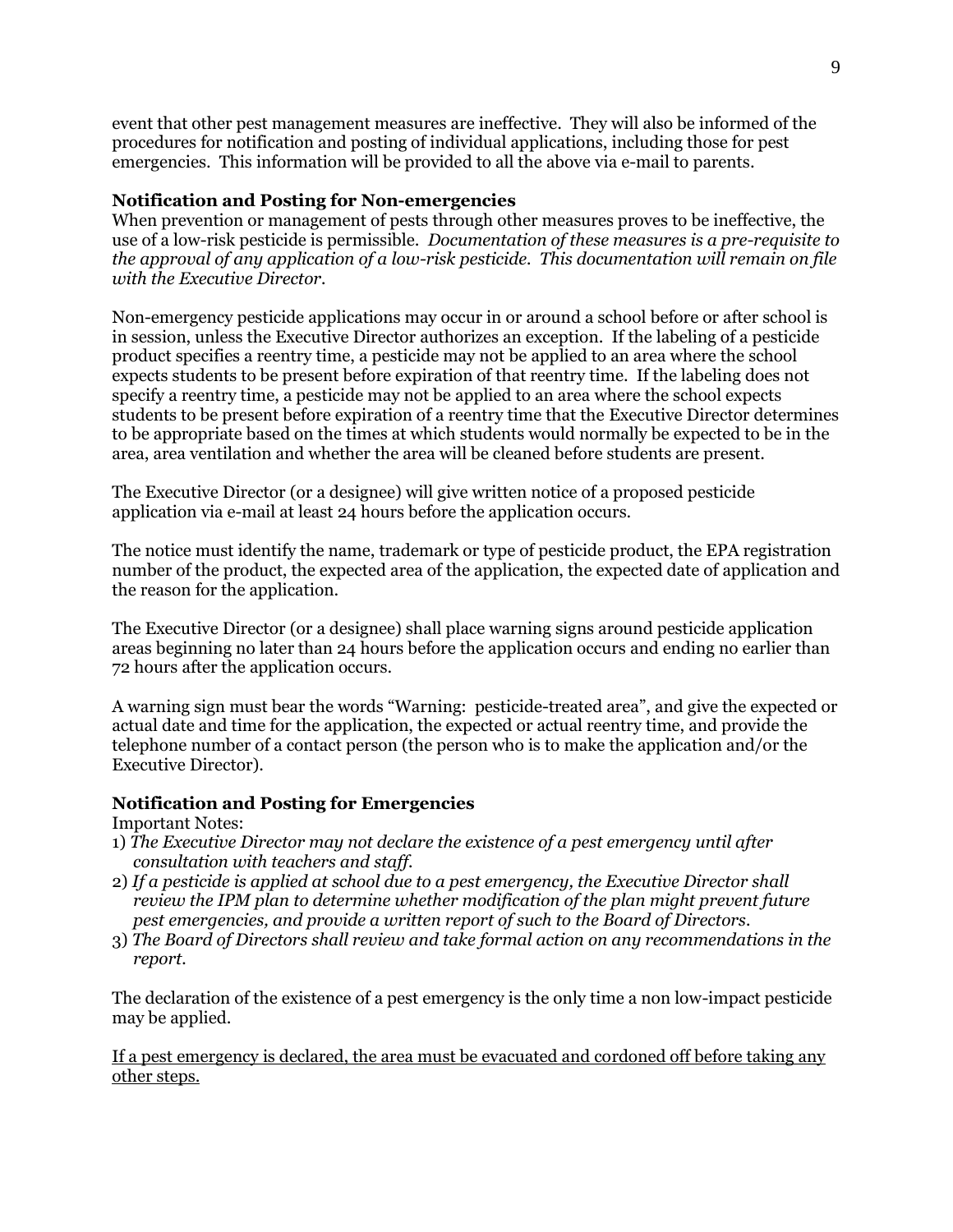event that other pest management measures are ineffective. They will also be informed of the procedures for notification and posting of individual applications, including those for pest emergencies. This information will be provided to all the above via e-mail to parents.

### Notification and Posting for Non-emergencies

When prevention or management of pests through other measures proves to be ineffective, the use of a low-risk pesticide is permissible. *Documentation of these measures is a pre-requisite to the approval of any application of a low-risk pesticide. This documentation will remain on file with the Executive Director.*

Non-emergency pesticide applications may occur in or around a school before or after school is in session, unless the Executive Director authorizes an exception. If the labeling of a pesticide product specifies a reentry time, a pesticide may not be applied to an area where the school expects students to be present before expiration of that reentry time. If the labeling does not specify a reentry time, a pesticide may not be applied to an area where the school expects students to be present before expiration of a reentry time that the Executive Director determines to be appropriate based on the times at which students would normally be expected to be in the area, area ventilation and whether the area will be cleaned before students are present.

The Executive Director (or a designee) will give written notice of a proposed pesticide application via e-mail at least 24 hours before the application occurs.

The notice must identify the name, trademark or type of pesticide product, the EPA registration number of the product, the expected area of the application, the expected date of application and the reason for the application.

The Executive Director (or a designee) shall place warning signs around pesticide application areas beginning no later than 24 hours before the application occurs and ending no earlier than 72 hours after the application occurs.

A warning sign must bear the words "Warning: pesticide-treated area", and give the expected or actual date and time for the application, the expected or actual reentry time, and provide the telephone number of a contact person (the person who is to make the application and/or the Executive Director).

### Notification and Posting for Emergencies

Important Notes:

1) *The Executive Director may not declare the existence of a pest emergency until after consultation with teachers and staff.*
2) *If a pesticide is applied at school due to a pest emergency, the Executive Director shall review the IPM plan to determine whether modification of the plan might prevent future pest emergencies, and provide a written report of such to the Board of Directors.*
3) *The Board of Directors shall review and take formal action on any recommendations in the report.*

The declaration of the existence of a pest emergency is the only time a non low-impact pesticide may be applied.

<u>If a pest emergency is declared, the area must be evacuated and cordoned off before taking any other steps.</u>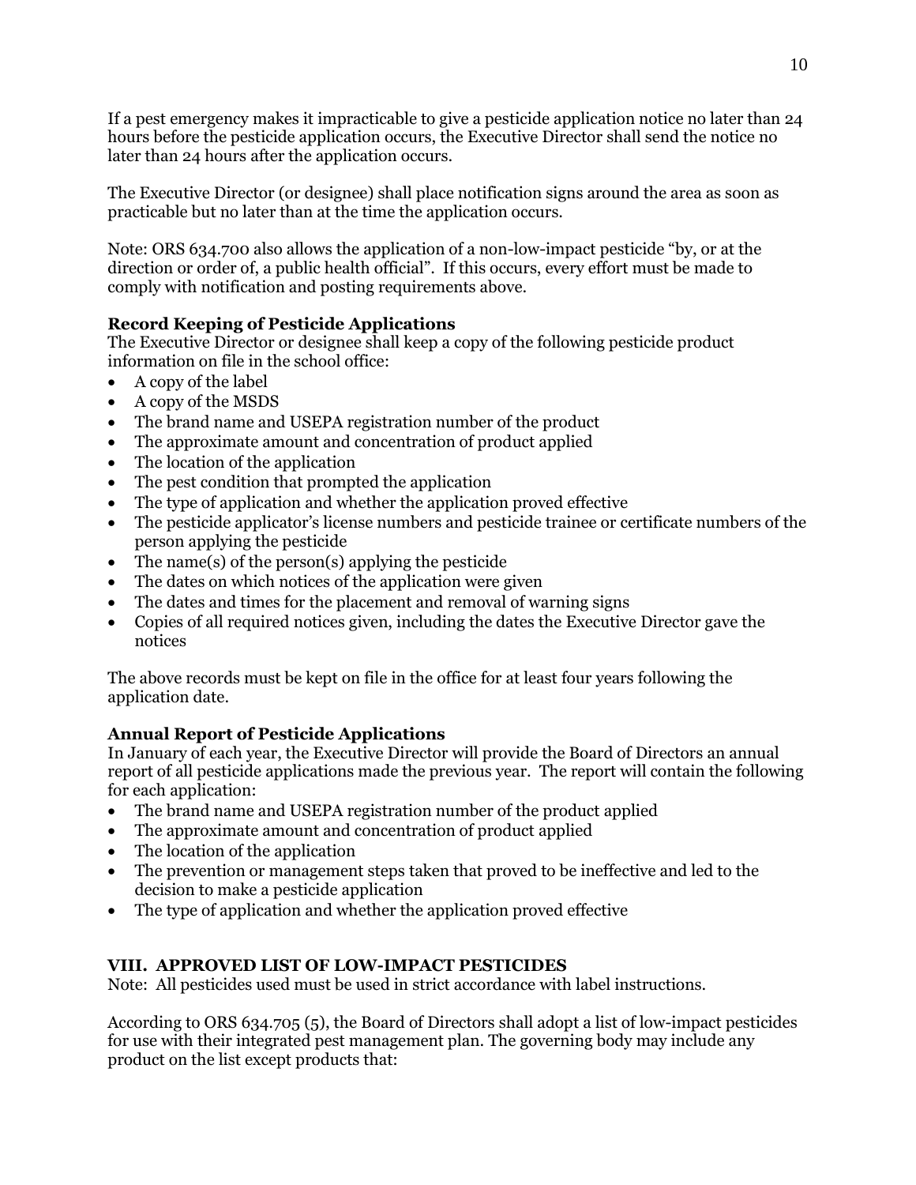If a pest emergency makes it impracticable to give a pesticide application notice no later than 24 hours before the pesticide application occurs, the Executive Director shall send the notice no later than 24 hours after the application occurs.

The Executive Director (or designee) shall place notification signs around the area as soon as practicable but no later than at the time the application occurs.

Note: ORS 634.700 also allows the application of a non-low-impact pesticide "by, or at the direction or order of, a public health official". If this occurs, every effort must be made to comply with notification and posting requirements above.

### Record Keeping of Pesticide Applications

The Executive Director or designee shall keep a copy of the following pesticide product information on file in the school office:

- A copy of the label
- A copy of the MSDS
- The brand name and USEPA registration number of the product
- The approximate amount and concentration of product applied
- The location of the application
- The pest condition that prompted the application
- The type of application and whether the application proved effective
- The pesticide applicator's license numbers and pesticide trainee or certificate numbers of the person applying the pesticide
- The name(s) of the person(s) applying the pesticide
- The dates on which notices of the application were given
- The dates and times for the placement and removal of warning signs
- Copies of all required notices given, including the dates the Executive Director gave the notices

The above records must be kept on file in the office for at least four years following the application date.

### Annual Report of Pesticide Applications

In January of each year, the Executive Director will provide the Board of Directors an annual report of all pesticide applications made the previous year. The report will contain the following for each application:

- The brand name and USEPA registration number of the product applied
- The approximate amount and concentration of product applied
- The location of the application
- The prevention or management steps taken that proved to be ineffective and led to the decision to make a pesticide application
- The type of application and whether the application proved effective

## VIII. APPROVED LIST OF LOW-IMPACT PESTICIDES

Note: All pesticides used must be used in strict accordance with label instructions.

According to ORS 634.705 (5), the Board of Directors shall adopt a list of low-impact pesticides for use with their integrated pest management plan. The governing body may include any product on the list except products that: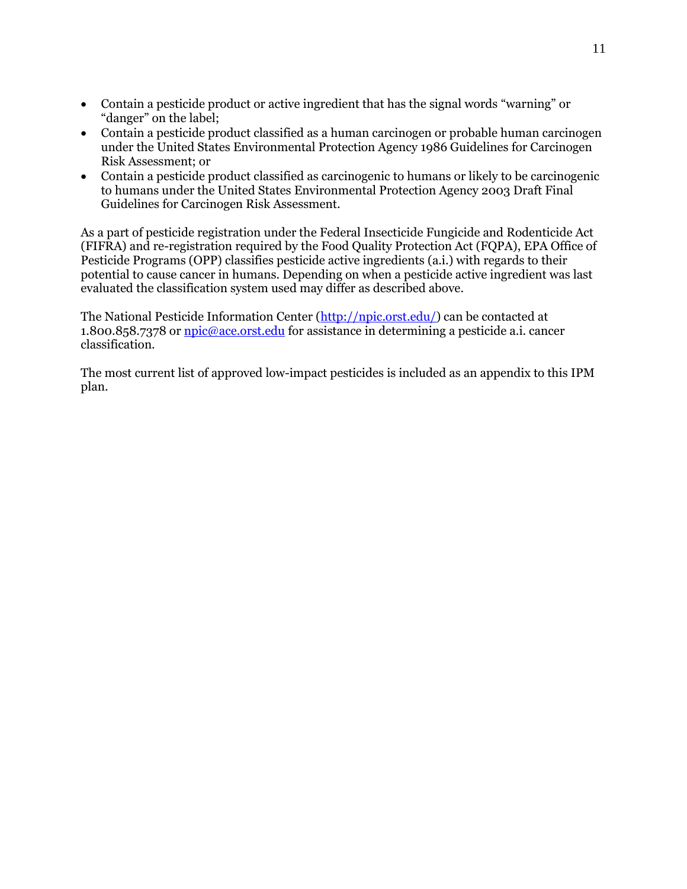- Contain a pesticide product or active ingredient that has the signal words “warning” or “danger” on the label;
- Contain a pesticide product classified as a human carcinogen or probable human carcinogen under the United States Environmental Protection Agency 1986 Guidelines for Carcinogen Risk Assessment; or
- Contain a pesticide product classified as carcinogenic to humans or likely to be carcinogenic to humans under the United States Environmental Protection Agency 2003 Draft Final Guidelines for Carcinogen Risk Assessment.

As a part of pesticide registration under the Federal Insecticide Fungicide and Rodenticide Act (FIFRA) and re-registration required by the Food Quality Protection Act (FQPA), EPA Office of Pesticide Programs (OPP) classifies pesticide active ingredients (a.i.) with regards to their potential to cause cancer in humans. Depending on when a pesticide active ingredient was last evaluated the classification system used may differ as described above.

The National Pesticide Information Center (http://npic.orst.edu/) can be contacted at 1.800.858.7378 or npic@ace.orst.edu for assistance in determining a pesticide a.i. cancer classification.

The most current list of approved low-impact pesticides is included as an appendix to this IPM plan.